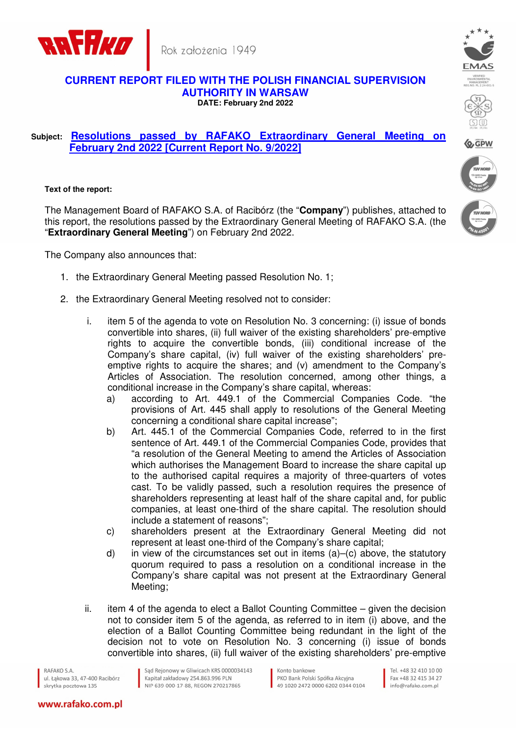RAFAKO | Rok założenia 1949

# CURRENT REPORT FILED WITH THE POLISH FINANCIAL SUPERVISION AUTHORITY IN WARSAW

**DATE: February 2nd 2022**

**Subject:** **Resolutions passed by RAFAKO Extraordinary General Meeting on February 2nd 2022 [Current Report No. 9/2022]**

**Text of the report:**

The Management Board of RAFAKO S.A. of Racibórz (the "**Company**") publishes, attached to this report, the resolutions passed by the Extraordinary General Meeting of RAFAKO S.A. (the "**Extraordinary General Meeting**") on February 2nd 2022.

The Company also announces that:

1. the Extraordinary General Meeting passed Resolution No. 1;
2. the Extraordinary General Meeting resolved not to consider:
   i. item 5 of the agenda to vote on Resolution No. 3 concerning: (i) issue of bonds convertible into shares, (ii) full waiver of the existing shareholders' pre-emptive rights to acquire the convertible bonds, (iii) conditional increase of the Company's share capital, (iv) full waiver of the existing shareholders' pre-emptive rights to acquire the shares; and (v) amendment to the Company's Articles of Association. The resolution concerned, among other things, a conditional increase in the Company's share capital, whereas:
      a) according to Art. 449.1 of the Commercial Companies Code. "the provisions of Art. 445 shall apply to resolutions of the General Meeting concerning a conditional share capital increase";
      b) Art. 445.1 of the Commercial Companies Code, referred to in the first sentence of Art. 449.1 of the Commercial Companies Code, provides that "a resolution of the General Meeting to amend the Articles of Association which authorises the Management Board to increase the share capital up to the authorised capital requires a majority of three-quarters of votes cast. To be validly passed, such a resolution requires the presence of shareholders representing at least half of the share capital and, for public companies, at least one-third of the share capital. The resolution should include a statement of reasons";
      c) shareholders present at the Extraordinary General Meeting did not represent at least one-third of the Company's share capital;
      d) in view of the circumstances set out in items (a)–(c) above, the statutory quorum required to pass a resolution on a conditional increase in the Company's share capital was not present at the Extraordinary General Meeting;

   ii. item 4 of the agenda to elect a Ballot Counting Committee – given the decision not to consider item 5 of the agenda, as referred to in item (i) above, and the election of a Ballot Counting Committee being redundant in the light of the decision not to vote on Resolution No. 3 concerning (i) issue of bonds convertible into shares, (ii) full waiver of the existing shareholders' pre-emptive

RAFAKO S.A.
ul. Łąkowa 33, 47-400 Racibórz
skrytka pocztowa 135

Sąd Rejonowy w Gliwicach KRS 0000034143
Kapitał zakładowy 254.863.996 PLN
NIP 639 000 17 88, REGON 270217865

Konto bankowe
PKO Bank Polski Spółka Akcyjna
49 1020 2472 0000 6202 0344 0104

Tel. +48 32 410 10 00
Fax +48 32 415 34 27
info@rafako.com.pl

www.rafako.com.pl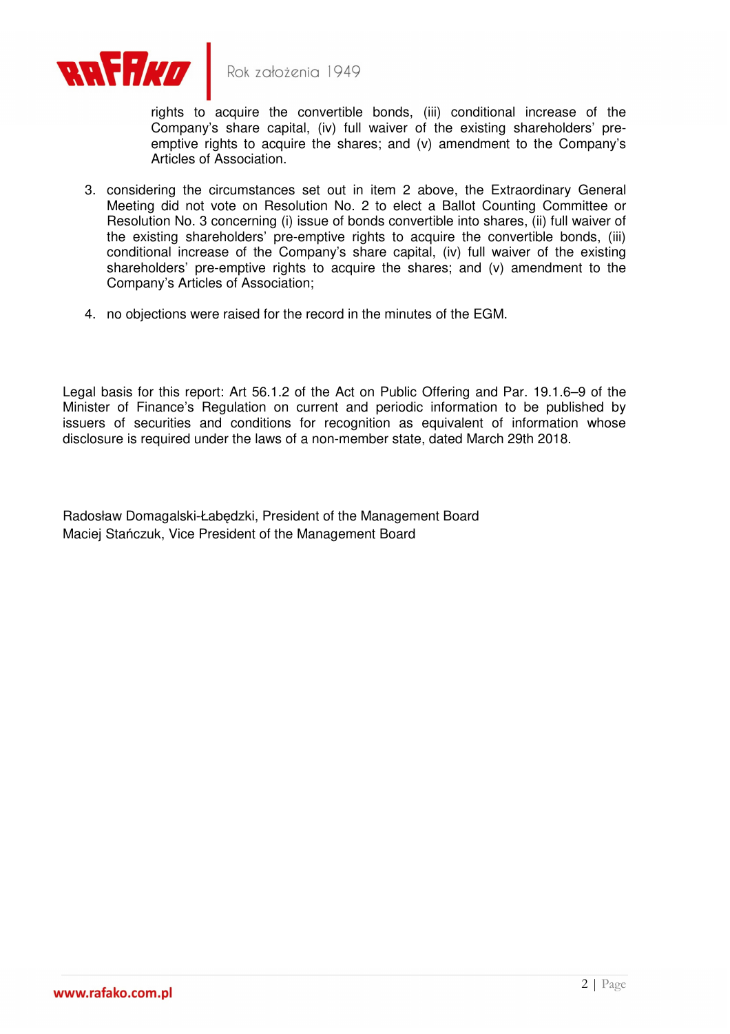rights to acquire the convertible bonds, (iii) conditional increase of the Company's share capital, (iv) full waiver of the existing shareholders' pre-emptive rights to acquire the shares; and (v) amendment to the Company's Articles of Association.

3. considering the circumstances set out in item 2 above, the Extraordinary General Meeting did not vote on Resolution No. 2 to elect a Ballot Counting Committee or Resolution No. 3 concerning (i) issue of bonds convertible into shares, (ii) full waiver of the existing shareholders' pre-emptive rights to acquire the convertible bonds, (iii) conditional increase of the Company's share capital, (iv) full waiver of the existing shareholders' pre-emptive rights to acquire the shares; and (v) amendment to the Company's Articles of Association;

4. no objections were raised for the record in the minutes of the EGM.

Legal basis for this report: Art 56.1.2 of the Act on Public Offering and Par. 19.1.6–9 of the Minister of Finance's Regulation on current and periodic information to be published by issuers of securities and conditions for recognition as equivalent of information whose disclosure is required under the laws of a non-member state, dated March 29th 2018.

Radosław Domagalski-Łabędzki, President of the Management Board
Maciej Stańczuk, Vice President of the Management Board